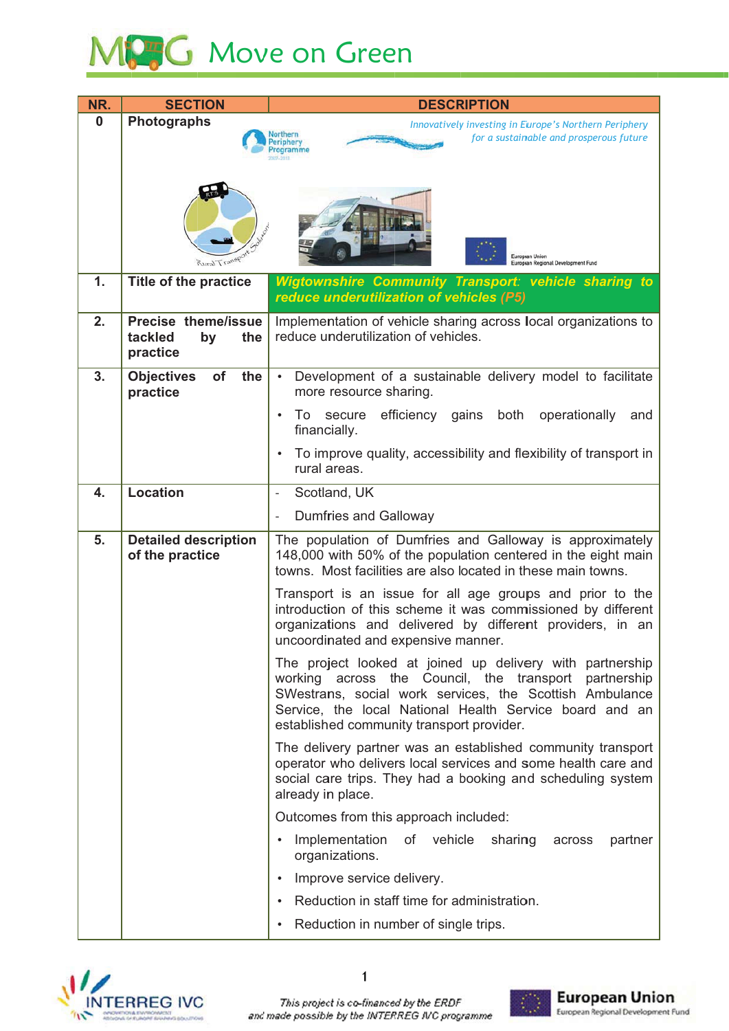# Move on Green

| NR. | SECTION | DESCRIPTION |
|---|---|---|
| 0 | Photographs | *Innovatively investing in Europe's Northern Periphery for a sustainable and prosperous future* |
| 1. | Title of the practice | ***Wigtownshire Community Transport: vehicle sharing to reduce underutilization of vehicles (P5)*** |
| 2. | Precise theme/issue tackled by the practice | Implementation of vehicle sharing across local organizations to reduce underutilization of vehicles. |
| 3. | Objectives of the practice | • Development of a sustainable delivery model to facilitate more resource sharing.<br>• To secure efficiency gains both operationally and financially.<br>• To improve quality, accessibility and flexibility of transport in rural areas. |
| 4. | Location | - Scotland, UK<br>- Dumfries and Galloway |
| 5. | Detailed description of the practice | The population of Dumfries and Galloway is approximately 148,000 with 50% of the population centered in the eight main towns. Most facilities are also located in these main towns.<br><br>Transport is an issue for all age groups and prior to the introduction of this scheme it was commissioned by different organizations and delivered by different providers, in an uncoordinated and expensive manner.<br><br>The project looked at joined up delivery with partnership working across the Council, the transport partnership SWestrans, social work services, the Scottish Ambulance Service, the local National Health Service board and an established community transport provider.<br><br>The delivery partner was an established community transport operator who delivers local services and some health care and social care trips. They had a booking and scheduling system already in place.<br><br>Outcomes from this approach included:<br>• Implementation of vehicle sharing across partner organizations.<br>• Improve service delivery.<br>• Reduction in staff time for administration.<br>• Reduction in number of single trips. |

*This project is co-financed by the ERDF and made possible by the INTERREG IVC programme*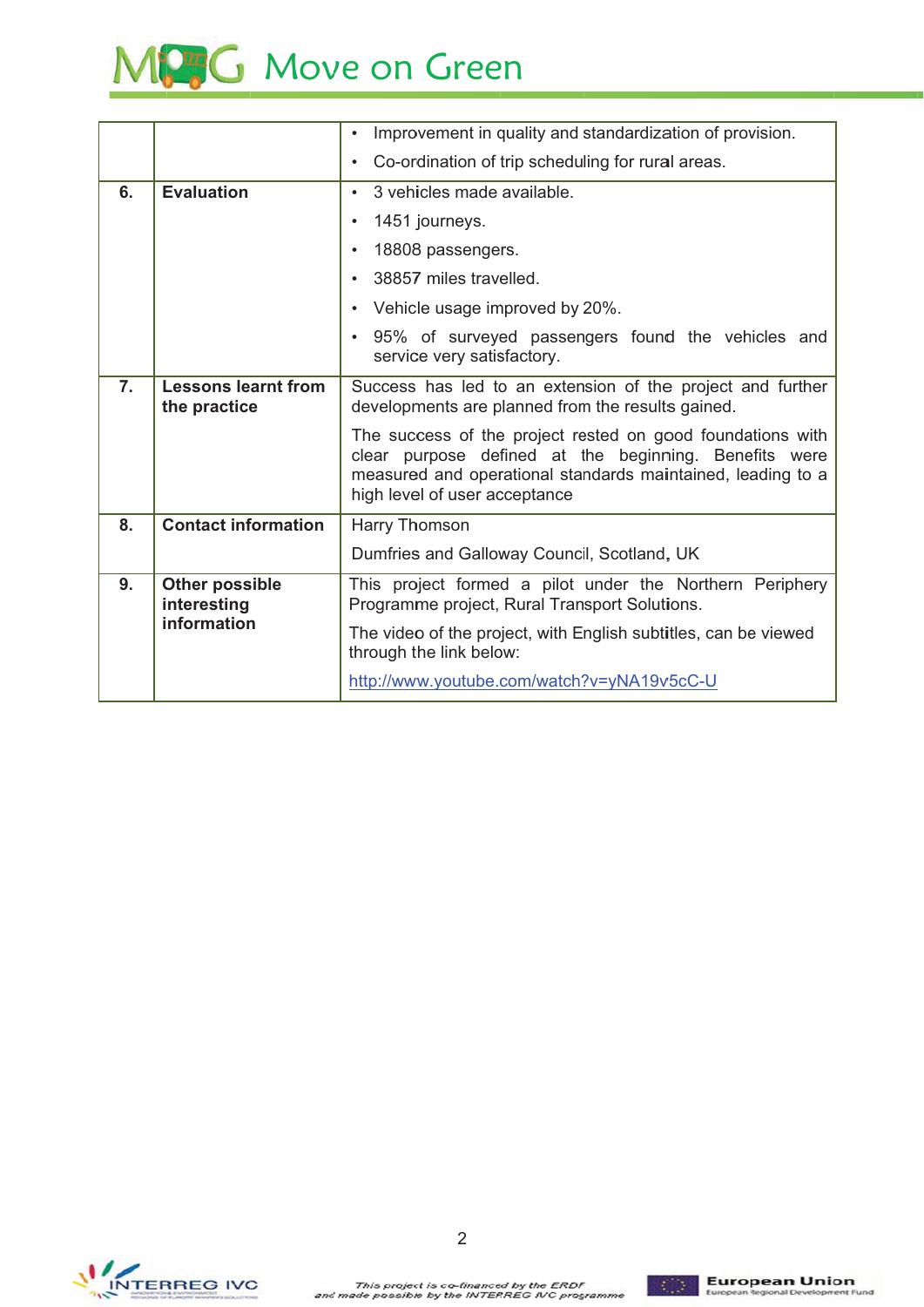| | | |
|---|---|---|
| | | • Improvement in quality and standardization of provision.<br>• Co-ordination of trip scheduling for rural areas. |
| **6.** | **Evaluation** | • 3 vehicles made available.<br>• 1451 journeys.<br>• 18808 passengers.<br>• 38857 miles travelled.<br>• Vehicle usage improved by 20%.<br>• 95% of surveyed passengers found the vehicles and service very satisfactory. |
| **7.** | **Lessons learnt from the practice** | Success has led to an extension of the project and further developments are planned from the results gained.<br>The success of the project rested on good foundations with clear purpose defined at the beginning. Benefits were measured and operational standards maintained, leading to a high level of user acceptance |
| **8.** | **Contact information** | Harry Thomson<br>Dumfries and Galloway Council, Scotland, UK |
| **9.** | **Other possible interesting information** | This project formed a pilot under the Northern Periphery Programme project, Rural Transport Solutions.<br>The video of the project, with English subtitles, can be viewed through the link below:<br>http://www.youtube.com/watch?v=yNA19v5cC-U |